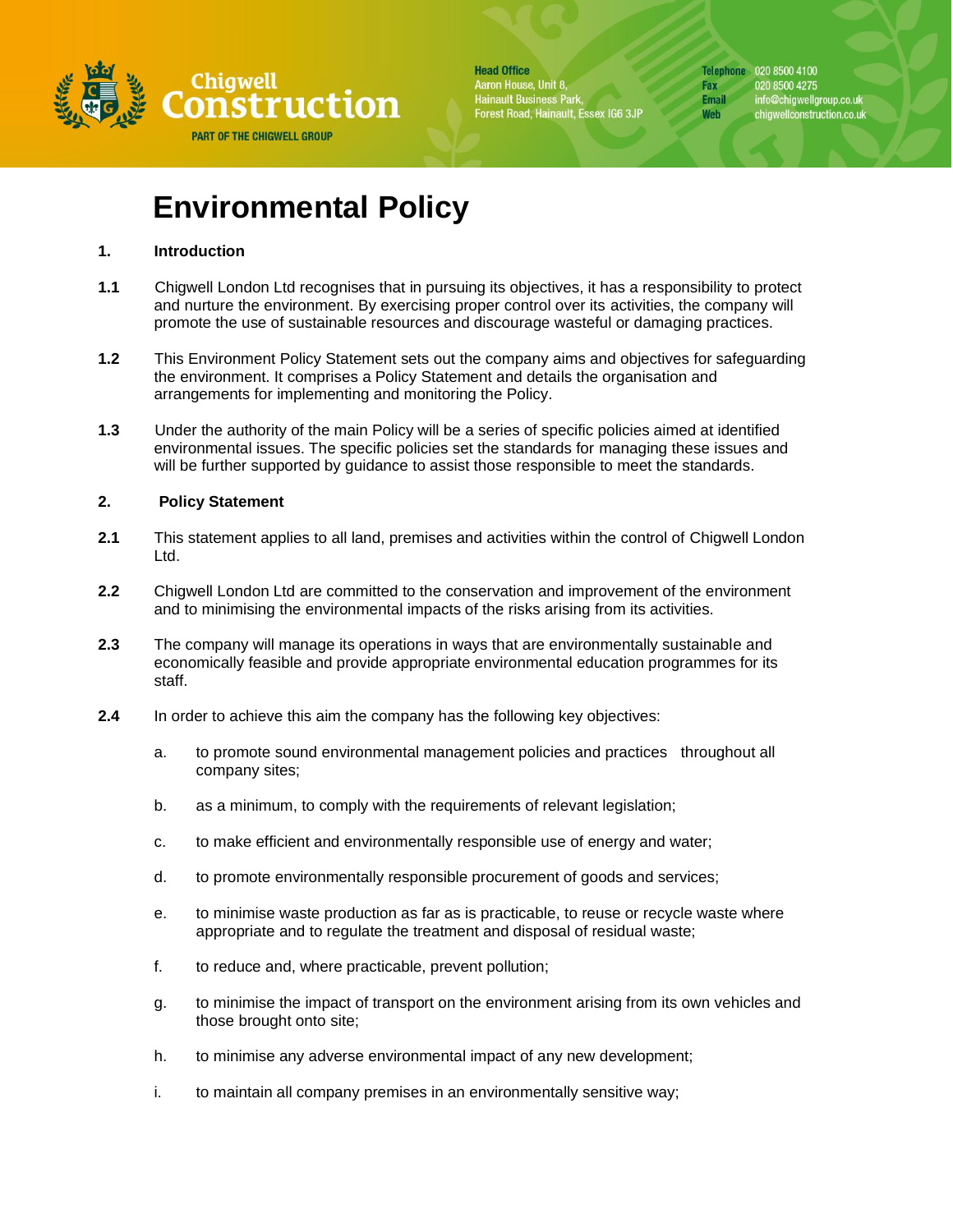Chigwell Construction
PART OF THE CHIGWELL GROUP

Head Office
Aaron House, Unit 8,
Hainault Business Park,
Forest Road, Hainault, Essex IG6 3JP

Telephone 020 8500 4100
Fax 020 8500 4275
Email info@chigwellgroup.co.uk
Web chigwellconstruction.co.uk

# Environmental Policy

## 1. Introduction

**1.1** Chigwell London Ltd recognises that in pursuing its objectives, it has a responsibility to protect and nurture the environment. By exercising proper control over its activities, the company will promote the use of sustainable resources and discourage wasteful or damaging practices.

**1.2** This Environment Policy Statement sets out the company aims and objectives for safeguarding the environment. It comprises a Policy Statement and details the organisation and arrangements for implementing and monitoring the Policy.

**1.3** Under the authority of the main Policy will be a series of specific policies aimed at identified environmental issues. The specific policies set the standards for managing these issues and will be further supported by guidance to assist those responsible to meet the standards.

## 2. Policy Statement

**2.1** This statement applies to all land, premises and activities within the control of Chigwell London Ltd.

**2.2** Chigwell London Ltd are committed to the conservation and improvement of the environment and to minimising the environmental impacts of the risks arising from its activities.

**2.3** The company will manage its operations in ways that are environmentally sustainable and economically feasible and provide appropriate environmental education programmes for its staff.

**2.4** In order to achieve this aim the company has the following key objectives:

a. to promote sound environmental management policies and practices throughout all company sites;

b. as a minimum, to comply with the requirements of relevant legislation;

c. to make efficient and environmentally responsible use of energy and water;

d. to promote environmentally responsible procurement of goods and services;

e. to minimise waste production as far as is practicable, to reuse or recycle waste where appropriate and to regulate the treatment and disposal of residual waste;

f. to reduce and, where practicable, prevent pollution;

g. to minimise the impact of transport on the environment arising from its own vehicles and those brought onto site;

h. to minimise any adverse environmental impact of any new development;

i. to maintain all company premises in an environmentally sensitive way;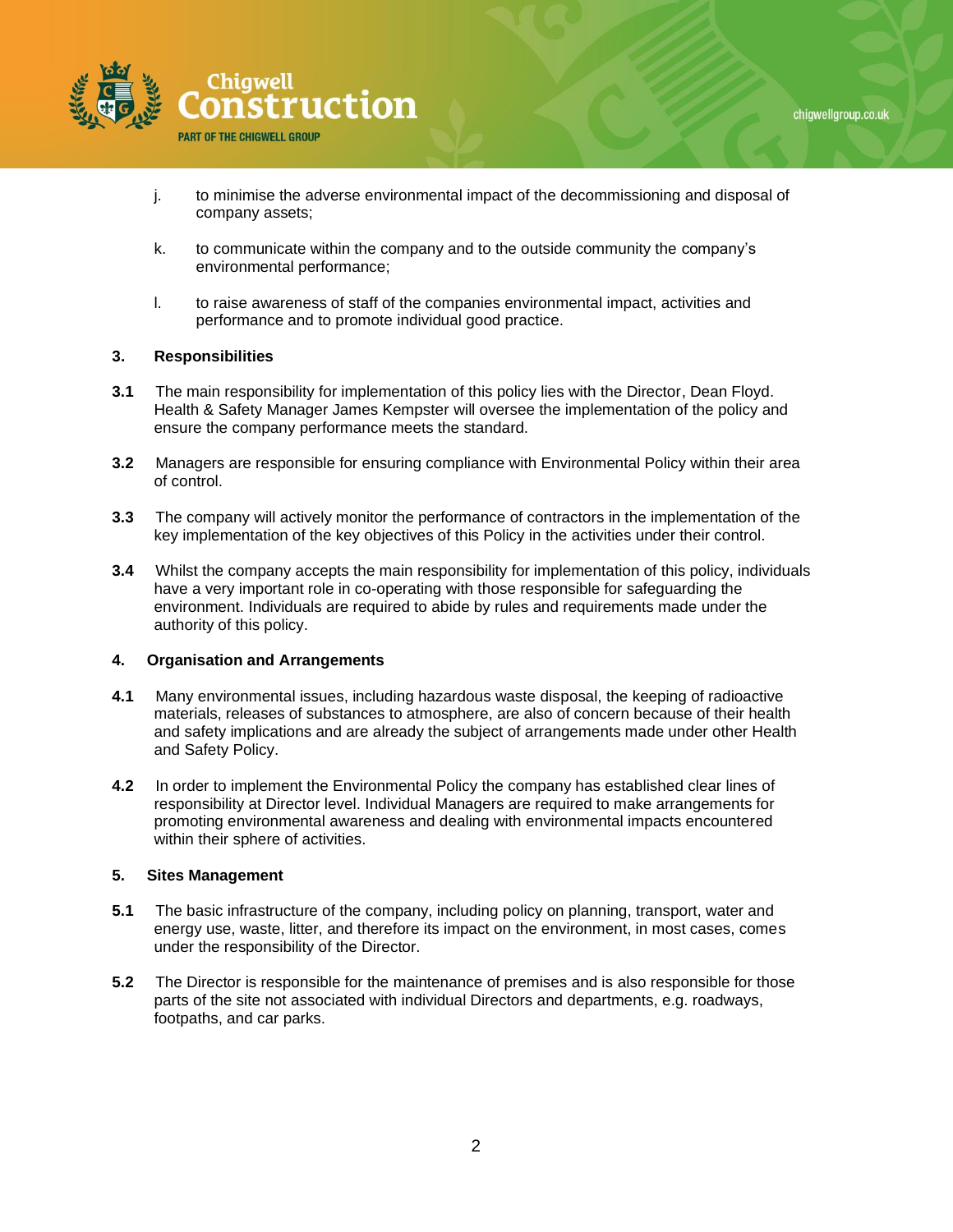j. to minimise the adverse environmental impact of the decommissioning and disposal of company assets;

k. to communicate within the company and to the outside community the company's environmental performance;

l. to raise awareness of staff of the companies environmental impact, activities and performance and to promote individual good practice.

## 3. Responsibilities

**3.1** The main responsibility for implementation of this policy lies with the Director, Dean Floyd. Health & Safety Manager James Kempster will oversee the implementation of the policy and ensure the company performance meets the standard.

**3.2** Managers are responsible for ensuring compliance with Environmental Policy within their area of control.

**3.3** The company will actively monitor the performance of contractors in the implementation of the key implementation of the key objectives of this Policy in the activities under their control.

**3.4** Whilst the company accepts the main responsibility for implementation of this policy, individuals have a very important role in co-operating with those responsible for safeguarding the environment. Individuals are required to abide by rules and requirements made under the authority of this policy.

## 4. Organisation and Arrangements

**4.1** Many environmental issues, including hazardous waste disposal, the keeping of radioactive materials, releases of substances to atmosphere, are also of concern because of their health and safety implications and are already the subject of arrangements made under other Health and Safety Policy.

**4.2** In order to implement the Environmental Policy the company has established clear lines of responsibility at Director level. Individual Managers are required to make arrangements for promoting environmental awareness and dealing with environmental impacts encountered within their sphere of activities.

## 5. Sites Management

**5.1** The basic infrastructure of the company, including policy on planning, transport, water and energy use, waste, litter, and therefore its impact on the environment, in most cases, comes under the responsibility of the Director.

**5.2** The Director is responsible for the maintenance of premises and is also responsible for those parts of the site not associated with individual Directors and departments, e.g. roadways, footpaths, and car parks.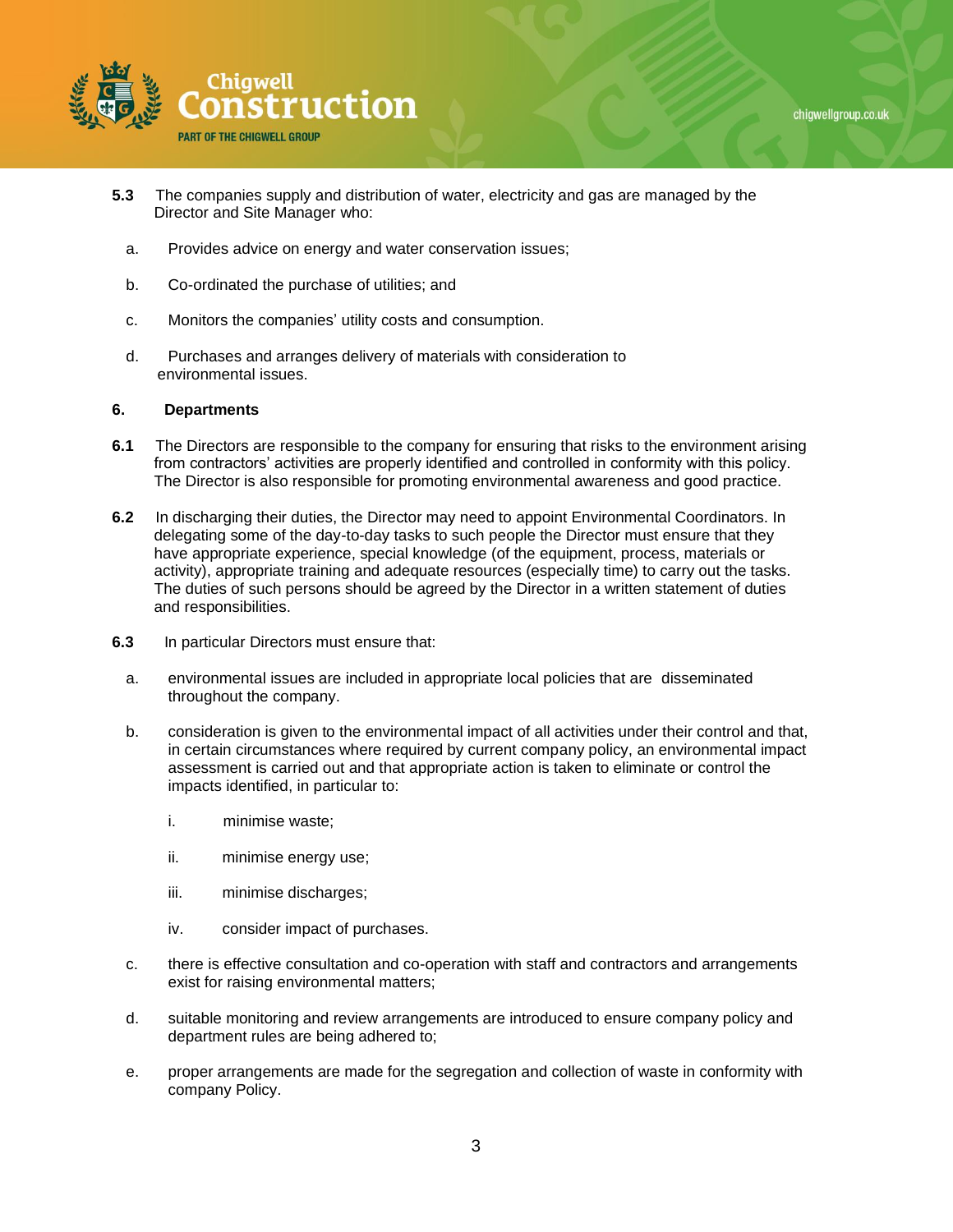**5.3** The companies supply and distribution of water, electricity and gas are managed by the Director and Site Manager who:

a. Provides advice on energy and water conservation issues;

b. Co-ordinated the purchase of utilities; and

c. Monitors the companies' utility costs and consumption.

d. Purchases and arranges delivery of materials with consideration to environmental issues.

## 6. Departments

**6.1** The Directors are responsible to the company for ensuring that risks to the environment arising from contractors' activities are properly identified and controlled in conformity with this policy. The Director is also responsible for promoting environmental awareness and good practice.

**6.2** In discharging their duties, the Director may need to appoint Environmental Coordinators. In delegating some of the day-to-day tasks to such people the Director must ensure that they have appropriate experience, special knowledge (of the equipment, process, materials or activity), appropriate training and adequate resources (especially time) to carry out the tasks. The duties of such persons should be agreed by the Director in a written statement of duties and responsibilities.

**6.3** In particular Directors must ensure that:

a. environmental issues are included in appropriate local policies that are disseminated throughout the company.

b. consideration is given to the environmental impact of all activities under their control and that, in certain circumstances where required by current company policy, an environmental impact assessment is carried out and that appropriate action is taken to eliminate or control the impacts identified, in particular to:

   i. minimise waste;

   ii. minimise energy use;

   iii. minimise discharges;

   iv. consider impact of purchases.

c. there is effective consultation and co-operation with staff and contractors and arrangements exist for raising environmental matters;

d. suitable monitoring and review arrangements are introduced to ensure company policy and department rules are being adhered to;

e. proper arrangements are made for the segregation and collection of waste in conformity with company Policy.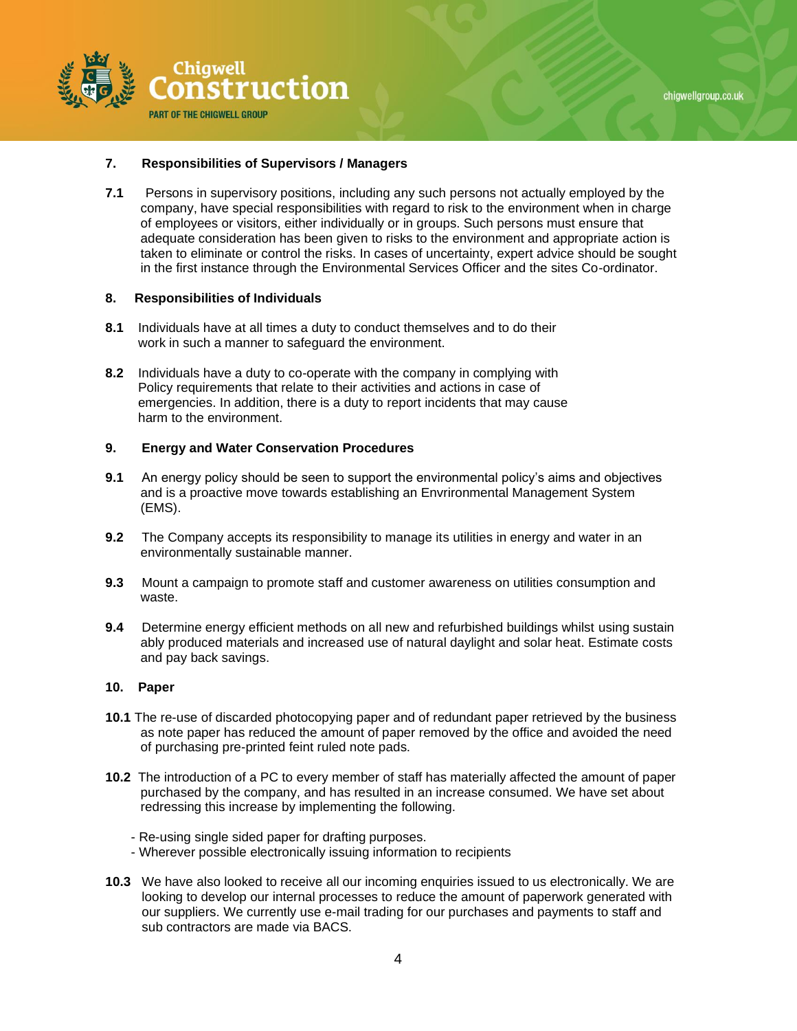## 7. Responsibilities of Supervisors / Managers

**7.1** Persons in supervisory positions, including any such persons not actually employed by the company, have special responsibilities with regard to risk to the environment when in charge of employees or visitors, either individually or in groups. Such persons must ensure that adequate consideration has been given to risks to the environment and appropriate action is taken to eliminate or control the risks. In cases of uncertainty, expert advice should be sought in the first instance through the Environmental Services Officer and the sites Co-ordinator.

## 8. Responsibilities of Individuals

**8.1** Individuals have at all times a duty to conduct themselves and to do their work in such a manner to safeguard the environment.

**8.2** Individuals have a duty to co-operate with the company in complying with Policy requirements that relate to their activities and actions in case of emergencies. In addition, there is a duty to report incidents that may cause harm to the environment.

## 9. Energy and Water Conservation Procedures

**9.1** An energy policy should be seen to support the environmental policy's aims and objectives and is a proactive move towards establishing an Envrironmental Management System (EMS).

**9.2** The Company accepts its responsibility to manage its utilities in energy and water in an environmentally sustainable manner.

**9.3** Mount a campaign to promote staff and customer awareness on utilities consumption and waste.

**9.4** Determine energy efficient methods on all new and refurbished buildings whilst using sustain ably produced materials and increased use of natural daylight and solar heat. Estimate costs and pay back savings.

## 10. Paper

**10.1** The re-use of discarded photocopying paper and of redundant paper retrieved by the business as note paper has reduced the amount of paper removed by the office and avoided the need of purchasing pre-printed feint ruled note pads.

**10.2** The introduction of a PC to every member of staff has materially affected the amount of paper purchased by the company, and has resulted in an increase consumed. We have set about redressing this increase by implementing the following.

- Re-using single sided paper for drafting purposes.
- Wherever possible electronically issuing information to recipients

**10.3** We have also looked to receive all our incoming enquiries issued to us electronically. We are looking to develop our internal processes to reduce the amount of paperwork generated with our suppliers. We currently use e-mail trading for our purchases and payments to staff and sub contractors are made via BACS.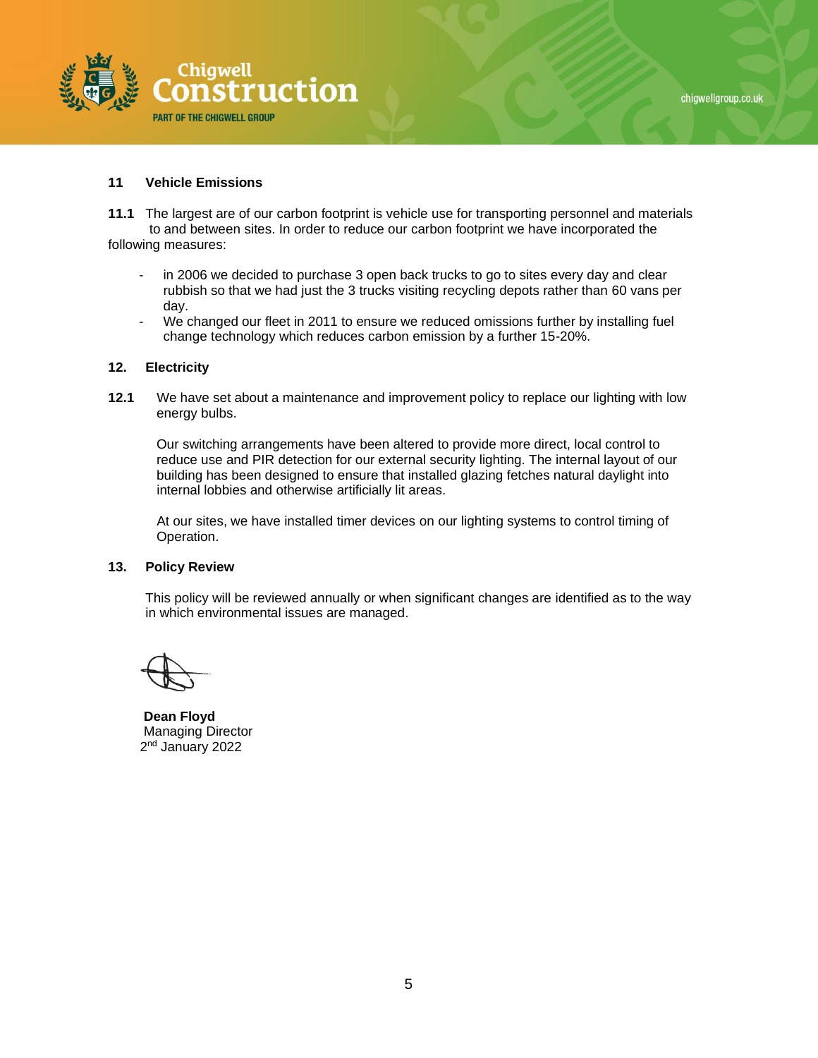## 11 Vehicle Emissions

**11.1** The largest are of our carbon footprint is vehicle use for transporting personnel and materials to and between sites. In order to reduce our carbon footprint we have incorporated the following measures:

- in 2006 we decided to purchase 3 open back trucks to go to sites every day and clear rubbish so that we had just the 3 trucks visiting recycling depots rather than 60 vans per day.
- We changed our fleet in 2011 to ensure we reduced omissions further by installing fuel change technology which reduces carbon emission by a further 15-20%.

## 12. Electricity

**12.1** We have set about a maintenance and improvement policy to replace our lighting with low energy bulbs.

Our switching arrangements have been altered to provide more direct, local control to reduce use and PIR detection for our external security lighting. The internal layout of our building has been designed to ensure that installed glazing fetches natural daylight into internal lobbies and otherwise artificially lit areas.

At our sites, we have installed timer devices on our lighting systems to control timing of Operation.

## 13. Policy Review

This policy will be reviewed annually or when significant changes are identified as to the way in which environmental issues are managed.

**Dean Floyd**
Managing Director
2nd January 2022